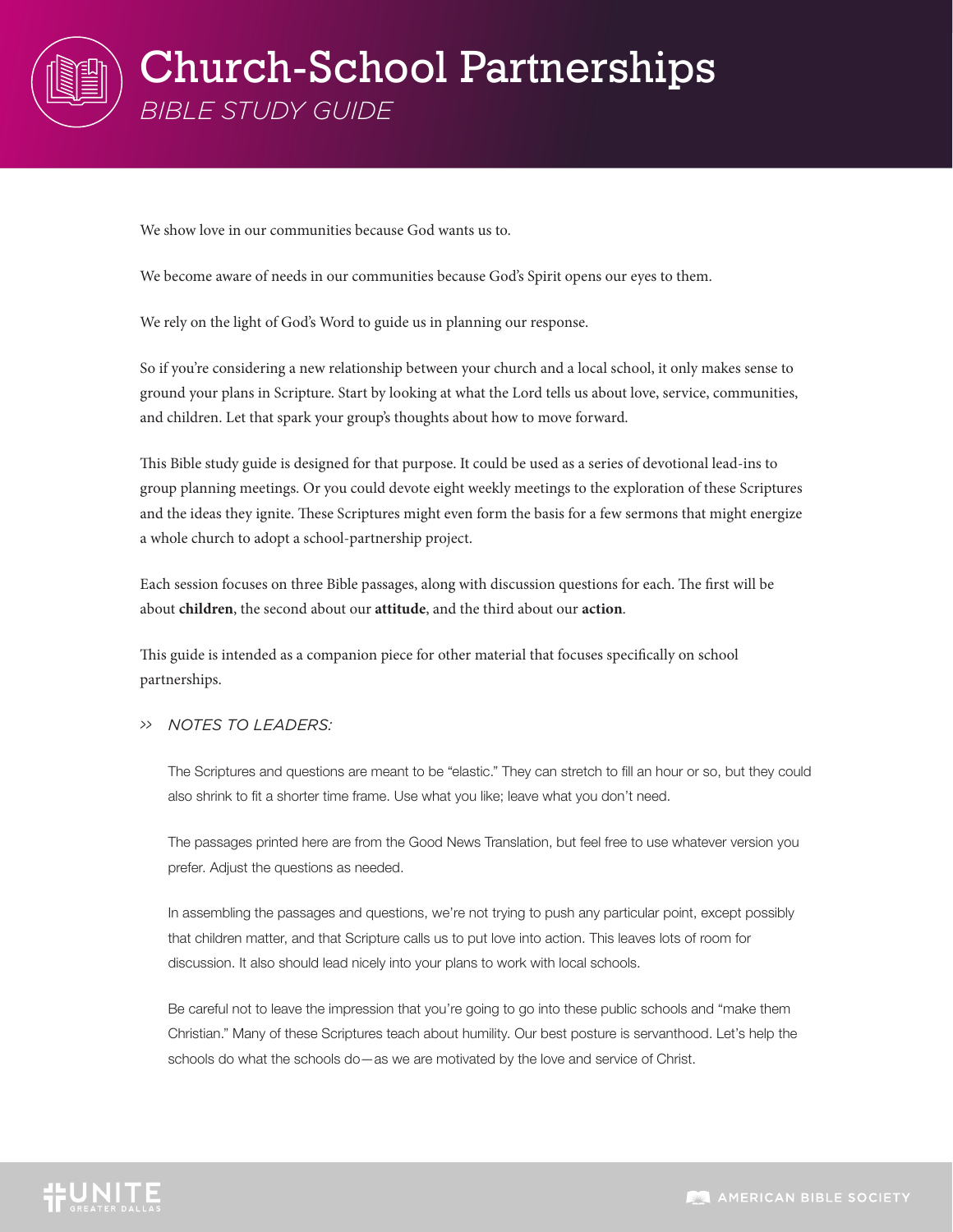# Church-School Partnerships

*BIBLE STUDY GUIDE*

We show love in our communities because God wants us to.

We become aware of needs in our communities because God's Spirit opens our eyes to them.

We rely on the light of God's Word to guide us in planning our response.

So if you're considering a new relationship between your church and a local school, it only makes sense to ground your plans in Scripture. Start by looking at what the Lord tells us about love, service, communities, and children. Let that spark your group's thoughts about how to move forward.

This Bible study guide is designed for that purpose. It could be used as a series of devotional lead-ins to group planning meetings. Or you could devote eight weekly meetings to the exploration of these Scriptures and the ideas they ignite. These Scriptures might even form the basis for a few sermons that might energize a whole church to adopt a school-partnership project.

Each session focuses on three Bible passages, along with discussion questions for each. The first will be about **children**, the second about our **attitude**, and the third about our **action**.

This guide is intended as a companion piece for other material that focuses specifically on school partnerships.

>> *NOTES TO LEADERS:*

The Scriptures and questions are meant to be "elastic." They can stretch to fill an hour or so, but they could also shrink to fit a shorter time frame. Use what you like; leave what you don't need.

The passages printed here are from the Good News Translation, but feel free to use whatever version you prefer. Adjust the questions as needed.

In assembling the passages and questions, we're not trying to push any particular point, except possibly that children matter, and that Scripture calls us to put love into action. This leaves lots of room for discussion. It also should lead nicely into your plans to work with local schools.

Be careful not to leave the impression that you're going to go into these public schools and "make them Christian." Many of these Scriptures teach about humility. Our best posture is servanthood. Let's help the schools do what the schools do—as we are motivated by the love and service of Christ.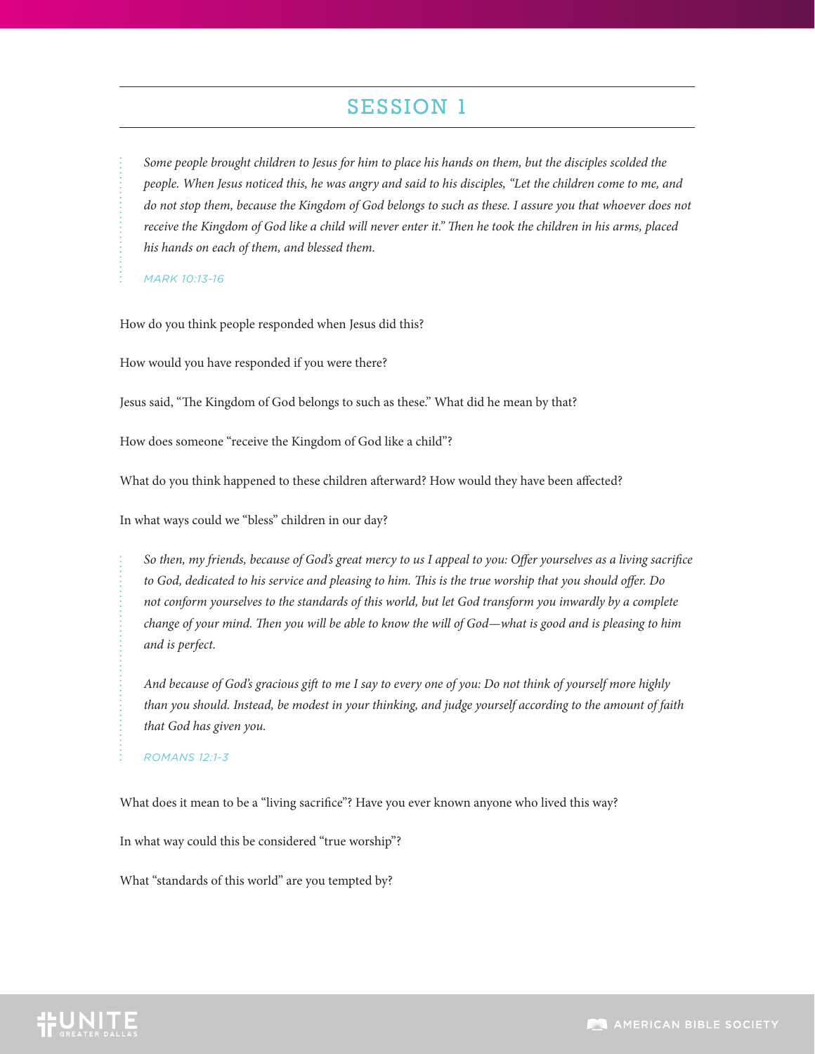## SESSION 1

> *Some people brought children to Jesus for him to place his hands on them, but the disciples scolded the people. When Jesus noticed this, he was angry and said to his disciples, "Let the children come to me, and do not stop them, because the Kingdom of God belongs to such as these. I assure you that whoever does not receive the Kingdom of God like a child will never enter it." Then he took the children in his arms, placed his hands on each of them, and blessed them.*
>
> *MARK 10:13-16*

How do you think people responded when Jesus did this?

How would you have responded if you were there?

Jesus said, "The Kingdom of God belongs to such as these." What did he mean by that?

How does someone "receive the Kingdom of God like a child"?

What do you think happened to these children afterward? How would they have been affected?

In what ways could we "bless" children in our day?

> *So then, my friends, because of God's great mercy to us I appeal to you: Offer yourselves as a living sacrifice to God, dedicated to his service and pleasing to him. This is the true worship that you should offer. Do not conform yourselves to the standards of this world, but let God transform you inwardly by a complete change of your mind. Then you will be able to know the will of God—what is good and is pleasing to him and is perfect.*
>
> *And because of God's gracious gift to me I say to every one of you: Do not think of yourself more highly than you should. Instead, be modest in your thinking, and judge yourself according to the amount of faith that God has given you.*
>
> *ROMANS 12:1-3*

What does it mean to be a "living sacrifice"? Have you ever known anyone who lived this way?

In what way could this be considered "true worship"?

What "standards of this world" are you tempted by?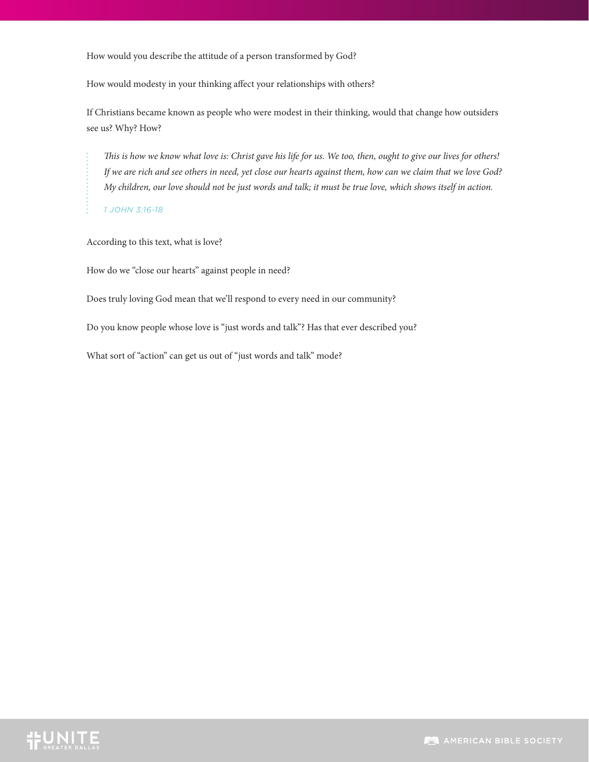How would you describe the attitude of a person transformed by God?

How would modesty in your thinking affect your relationships with others?

If Christians became known as people who were modest in their thinking, would that change how outsiders see us? Why? How?

> *This is how we know what love is: Christ gave his life for us. We too, then, ought to give our lives for others! If we are rich and see others in need, yet close our hearts against them, how can we claim that we love God? My children, our love should not be just words and talk; it must be true love, which shows itself in action.*
>
> 1 JOHN 3:16-18

According to this text, what is love?

How do we "close our hearts" against people in need?

Does truly loving God mean that we'll respond to every need in our community?

Do you know people whose love is "just words and talk"? Has that ever described you?

What sort of "action" can get us out of "just words and talk" mode?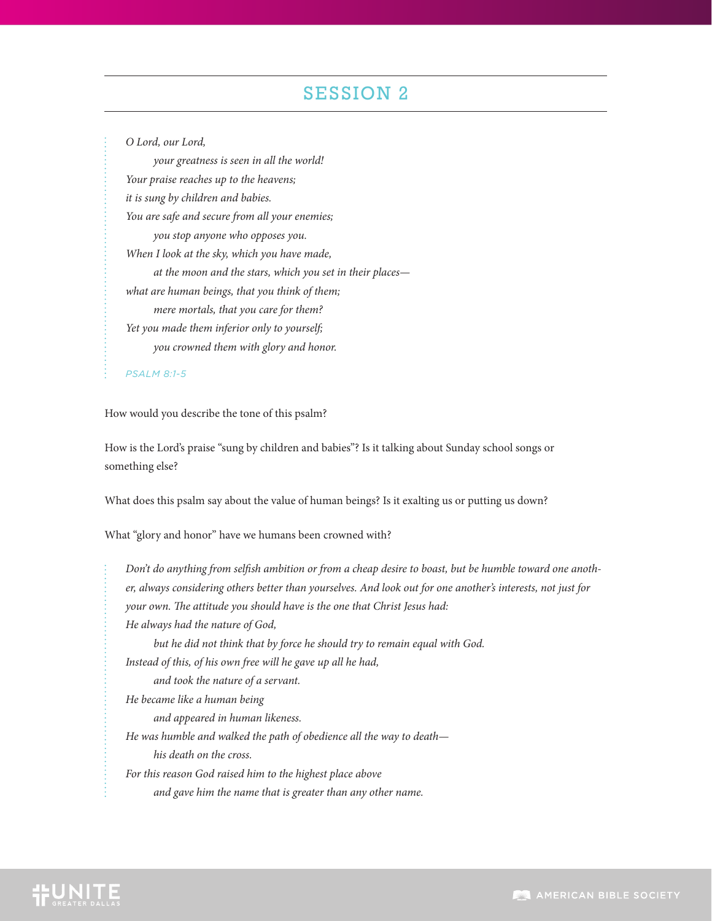## SESSION 2

> *O Lord, our Lord,*
> *your greatness is seen in all the world!*
> *Your praise reaches up to the heavens;*
> *it is sung by children and babies.*
> *You are safe and secure from all your enemies;*
> *you stop anyone who opposes you.*
> *When I look at the sky, which you have made,*
> *at the moon and the stars, which you set in their places—*
> *what are human beings, that you think of them;*
> *mere mortals, that you care for them?*
> *Yet you made them inferior only to yourself;*
> *you crowned them with glory and honor.*
>
> PSALM 8:1-5

How would you describe the tone of this psalm?

How is the Lord's praise "sung by children and babies"? Is it talking about Sunday school songs or something else?

What does this psalm say about the value of human beings? Is it exalting us or putting us down?

What "glory and honor" have we humans been crowned with?

> *Don't do anything from selfish ambition or from a cheap desire to boast, but be humble toward one another, always considering others better than yourselves. And look out for one another's interests, not just for your own. The attitude you should have is the one that Christ Jesus had:*
> *He always had the nature of God,*
> *but he did not think that by force he should try to remain equal with God.*
> *Instead of this, of his own free will he gave up all he had,*
> *and took the nature of a servant.*
> *He became like a human being*
> *and appeared in human likeness.*
> *He was humble and walked the path of obedience all the way to death—*
> *his death on the cross.*
> *For this reason God raised him to the highest place above*
> *and gave him the name that is greater than any other name.*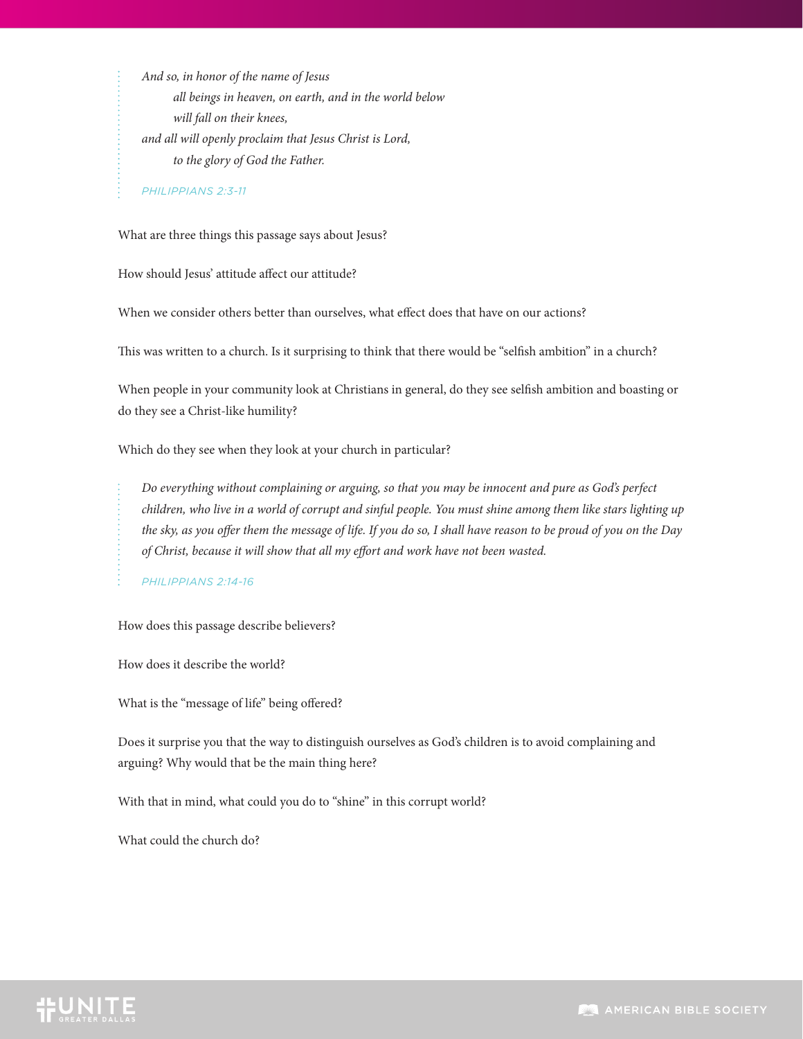> *And so, in honor of the name of Jesus*
> *all beings in heaven, on earth, and in the world below*
> *will fall on their knees,*
> *and all will openly proclaim that Jesus Christ is Lord,*
> *to the glory of God the Father.*
>
> PHILIPPIANS 2:3-11

What are three things this passage says about Jesus?

How should Jesus' attitude affect our attitude?

When we consider others better than ourselves, what effect does that have on our actions?

This was written to a church. Is it surprising to think that there would be "selfish ambition" in a church?

When people in your community look at Christians in general, do they see selfish ambition and boasting or do they see a Christ-like humility?

Which do they see when they look at your church in particular?

> *Do everything without complaining or arguing, so that you may be innocent and pure as God's perfect children, who live in a world of corrupt and sinful people. You must shine among them like stars lighting up the sky, as you offer them the message of life. If you do so, I shall have reason to be proud of you on the Day of Christ, because it will show that all my effort and work have not been wasted.*
>
> PHILIPPIANS 2:14-16

How does this passage describe believers?

How does it describe the world?

What is the "message of life" being offered?

Does it surprise you that the way to distinguish ourselves as God's children is to avoid complaining and arguing? Why would that be the main thing here?

With that in mind, what could you do to "shine" in this corrupt world?

What could the church do?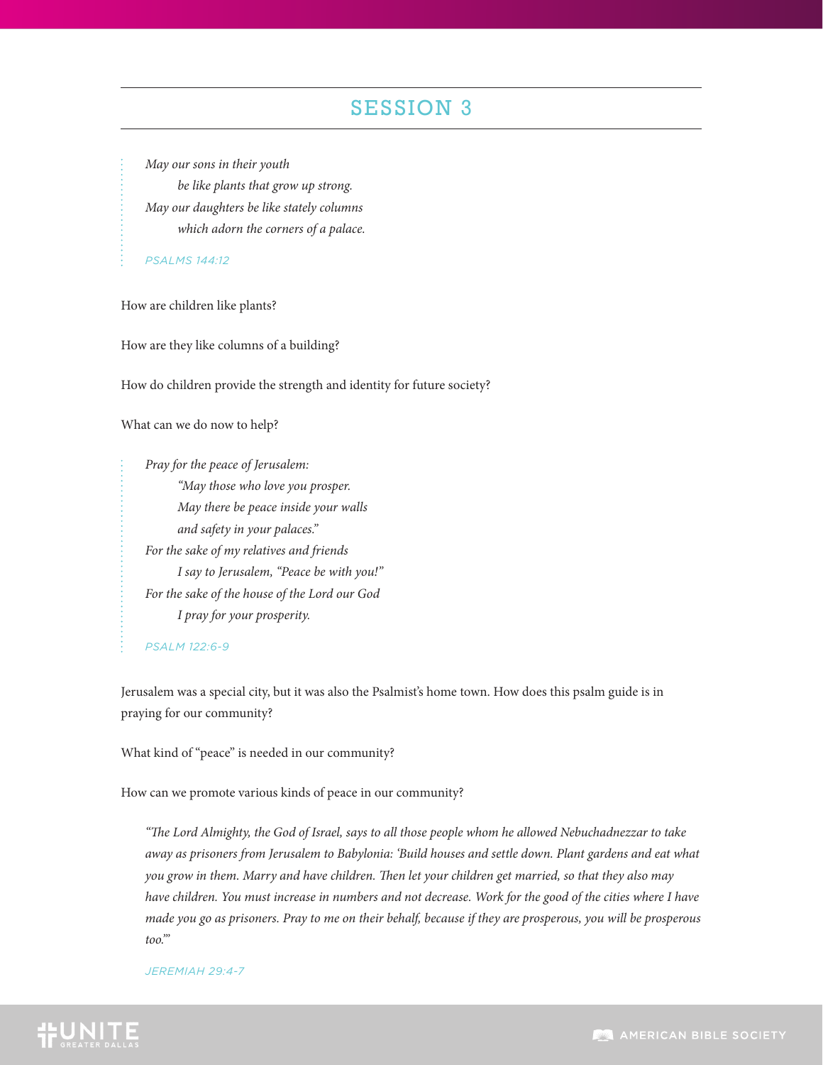# SESSION 3

> *May our sons in their youth*
> *be like plants that grow up strong.*
> *May our daughters be like stately columns*
> *which adorn the corners of a palace.*
>
> PSALMS 144:12

How are children like plants?

How are they like columns of a building?

How do children provide the strength and identity for future society?

What can we do now to help?

> *Pray for the peace of Jerusalem:*
> *"May those who love you prosper.*
> *May there be peace inside your walls*
> *and safety in your palaces."*
> *For the sake of my relatives and friends*
> *I say to Jerusalem, "Peace be with you!"*
> *For the sake of the house of the Lord our God*
> *I pray for your prosperity.*
>
> PSALM 122:6-9

Jerusalem was a special city, but it was also the Psalmist's home town. How does this psalm guide is in praying for our community?

What kind of "peace" is needed in our community?

How can we promote various kinds of peace in our community?

> *"The Lord Almighty, the God of Israel, says to all those people whom he allowed Nebuchadnezzar to take away as prisoners from Jerusalem to Babylonia: 'Build houses and settle down. Plant gardens and eat what you grow in them. Marry and have children. Then let your children get married, so that they also may have children. You must increase in numbers and not decrease. Work for the good of the cities where I have made you go as prisoners. Pray to me on their behalf, because if they are prosperous, you will be prosperous too.'"*
>
> JEREMIAH 29:4-7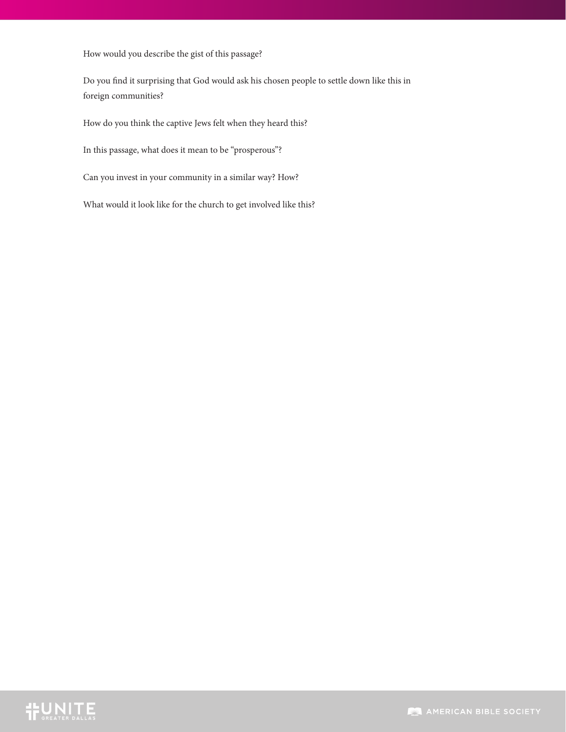How would you describe the gist of this passage?

Do you find it surprising that God would ask his chosen people to settle down like this in foreign communities?

How do you think the captive Jews felt when they heard this?

In this passage, what does it mean to be "prosperous"?

Can you invest in your community in a similar way? How?

What would it look like for the church to get involved like this?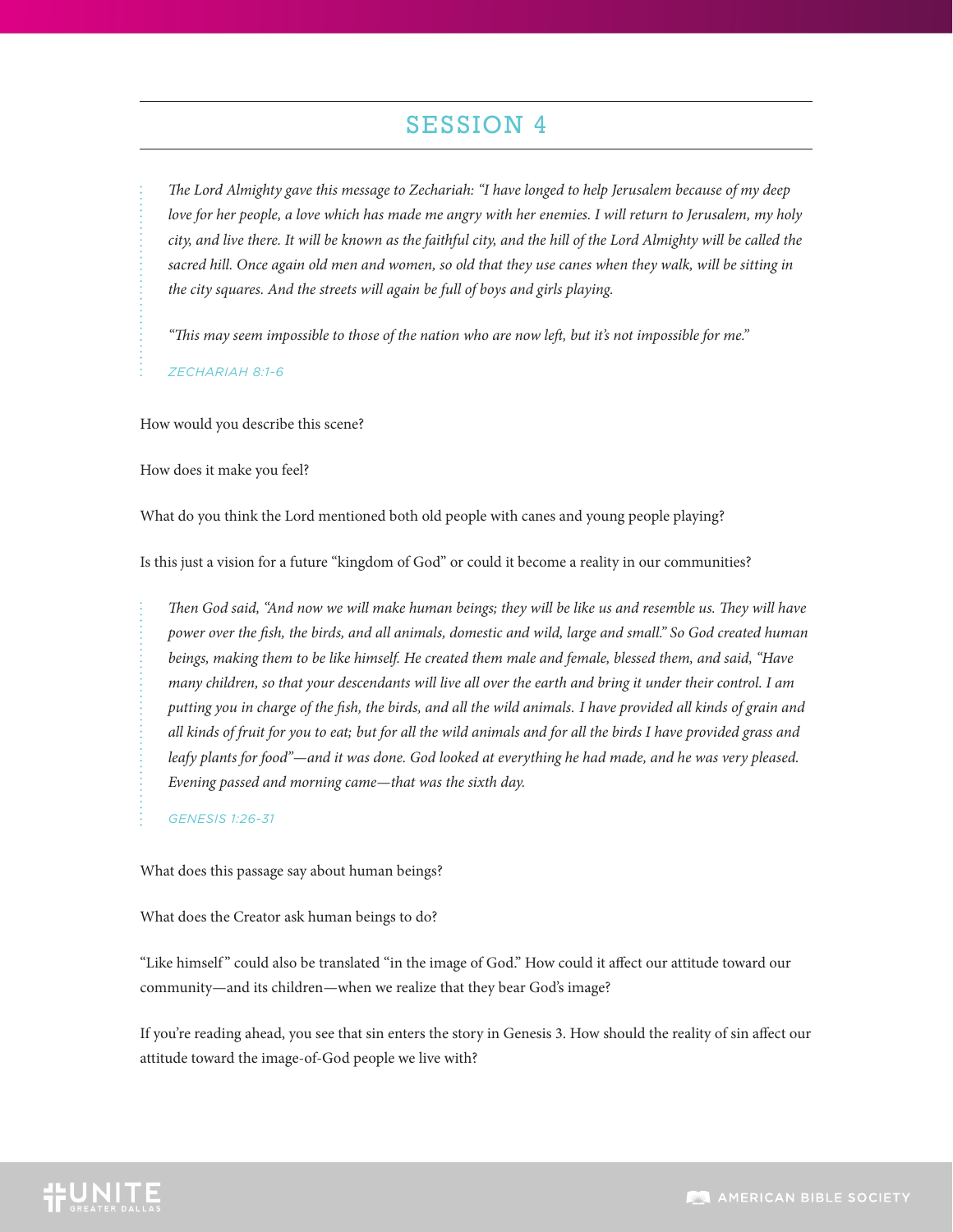# SESSION 4

> *The Lord Almighty gave this message to Zechariah: "I have longed to help Jerusalem because of my deep love for her people, a love which has made me angry with her enemies. I will return to Jerusalem, my holy city, and live there. It will be known as the faithful city, and the hill of the Lord Almighty will be called the sacred hill. Once again old men and women, so old that they use canes when they walk, will be sitting in the city squares. And the streets will again be full of boys and girls playing.*
>
> *"This may seem impossible to those of the nation who are now left, but it's not impossible for me."*
>
> ZECHARIAH 8:1-6

How would you describe this scene?

How does it make you feel?

What do you think the Lord mentioned both old people with canes and young people playing?

Is this just a vision for a future "kingdom of God" or could it become a reality in our communities?

> *Then God said, "And now we will make human beings; they will be like us and resemble us. They will have power over the fish, the birds, and all animals, domestic and wild, large and small." So God created human beings, making them to be like himself. He created them male and female, blessed them, and said, "Have many children, so that your descendants will live all over the earth and bring it under their control. I am putting you in charge of the fish, the birds, and all the wild animals. I have provided all kinds of grain and all kinds of fruit for you to eat; but for all the wild animals and for all the birds I have provided grass and leafy plants for food"—and it was done. God looked at everything he had made, and he was very pleased. Evening passed and morning came—that was the sixth day.*
>
> GENESIS 1:26-31

What does this passage say about human beings?

What does the Creator ask human beings to do?

"Like himself" could also be translated "in the image of God." How could it affect our attitude toward our community—and its children—when we realize that they bear God's image?

If you're reading ahead, you see that sin enters the story in Genesis 3. How should the reality of sin affect our attitude toward the image-of-God people we live with?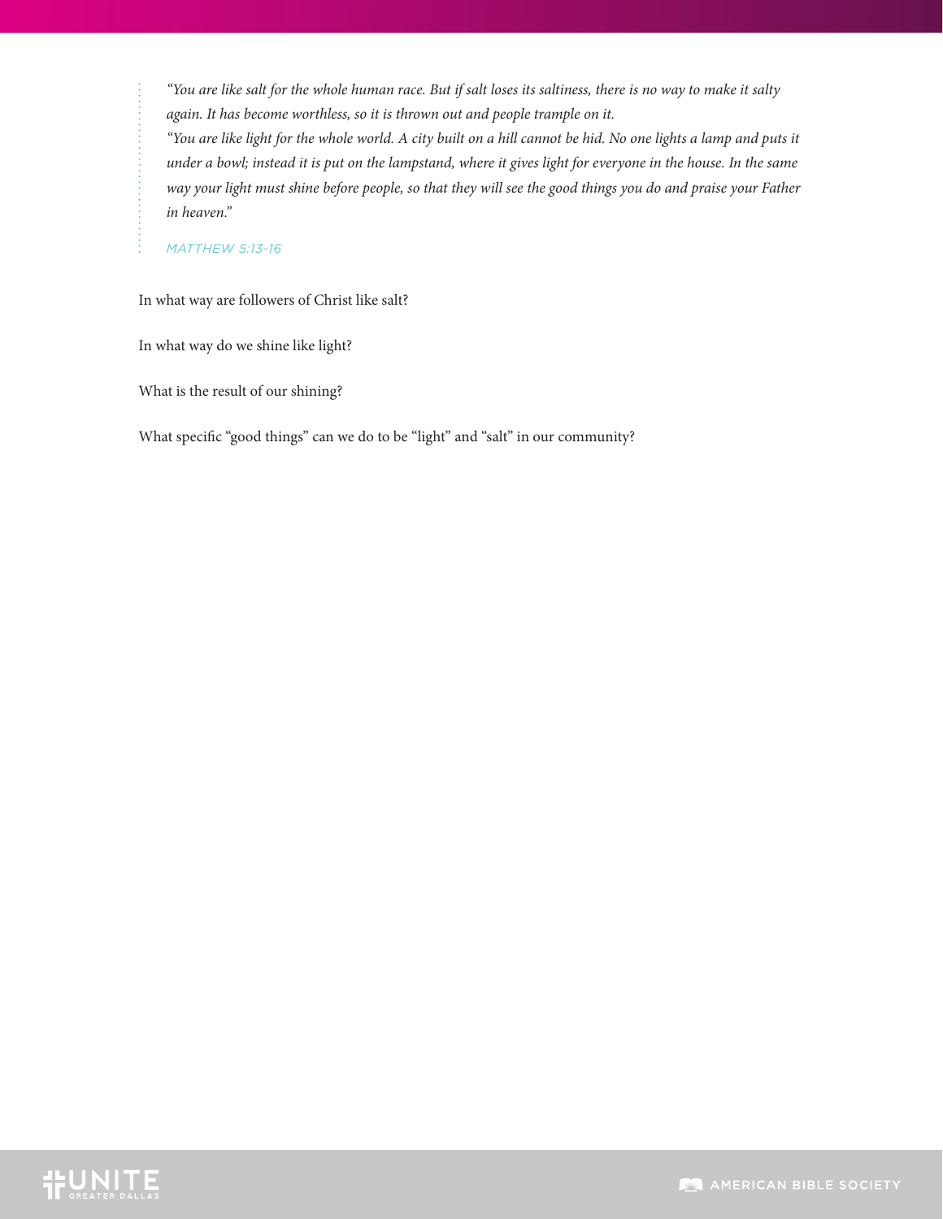> *"You are like salt for the whole human race. But if salt loses its saltiness, there is no way to make it salty again. It has become worthless, so it is thrown out and people trample on it.*
> *"You are like light for the whole world. A city built on a hill cannot be hid. No one lights a lamp and puts it under a bowl; instead it is put on the lampstand, where it gives light for everyone in the house. In the same way your light must shine before people, so that they will see the good things you do and praise your Father in heaven."*
>
> MATTHEW 5:13-16

In what way are followers of Christ like salt?

In what way do we shine like light?

What is the result of our shining?

What specific "good things" can we do to be "light" and "salt" in our community?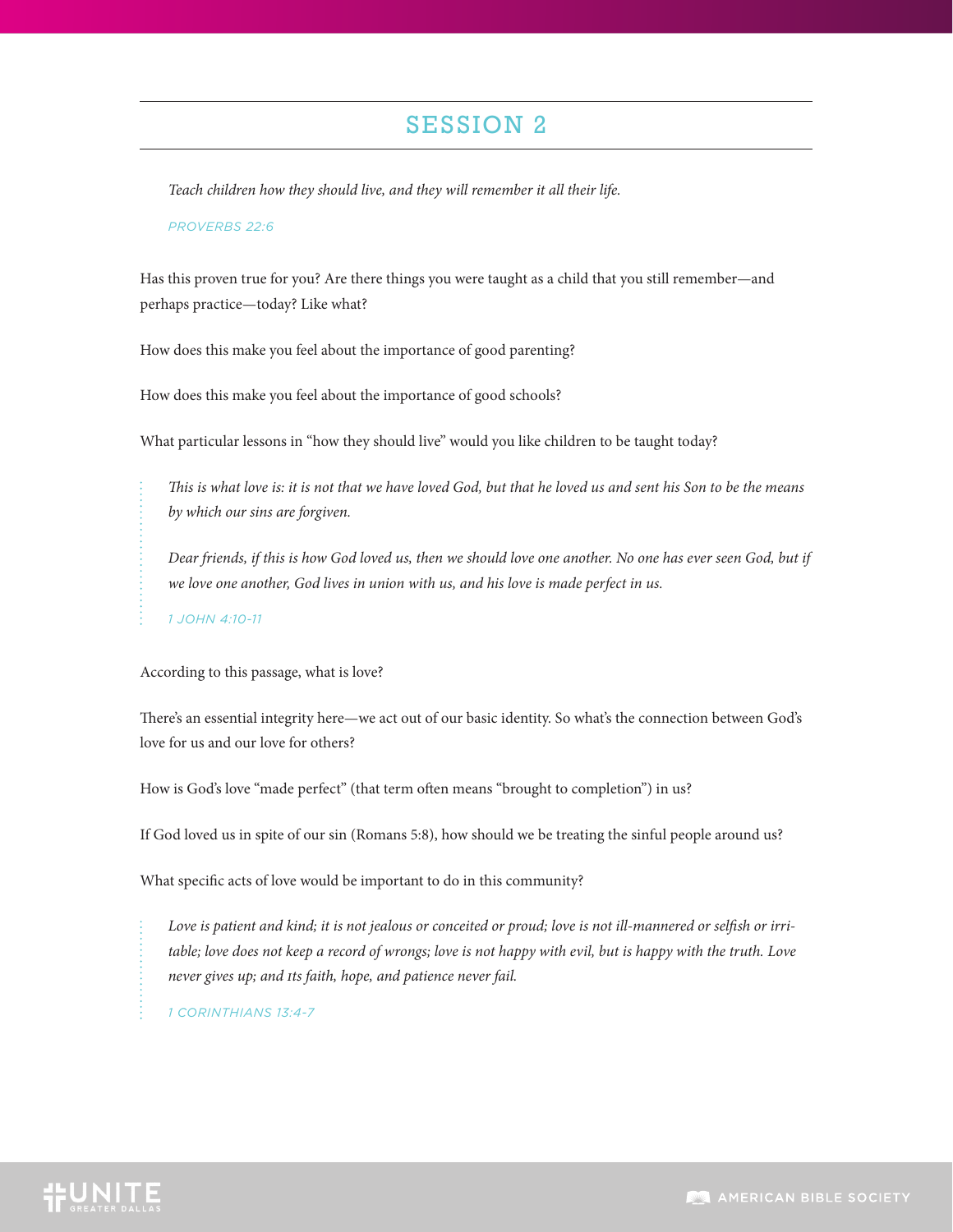# SESSION 2

> *Teach children how they should live, and they will remember it all their life.*
>
> PROVERBS 22:6

Has this proven true for you? Are there things you were taught as a child that you still remember—and perhaps practice—today? Like what?

How does this make you feel about the importance of good parenting?

How does this make you feel about the importance of good schools?

What particular lessons in "how they should live" would you like children to be taught today?

> *This is what love is: it is not that we have loved God, but that he loved us and sent his Son to be the means by which our sins are forgiven.*
>
> *Dear friends, if this is how God loved us, then we should love one another. No one has ever seen God, but if we love one another, God lives in union with us, and his love is made perfect in us.*
>
> 1 JOHN 4:10-11

According to this passage, what is love?

There's an essential integrity here—we act out of our basic identity. So what's the connection between God's love for us and our love for others?

How is God's love "made perfect" (that term often means "brought to completion") in us?

If God loved us in spite of our sin (Romans 5:8), how should we be treating the sinful people around us?

What specific acts of love would be important to do in this community?

> *Love is patient and kind; it is not jealous or conceited or proud; love is not ill-mannered or selfish or irritable; love does not keep a record of wrongs; love is not happy with evil, but is happy with the truth. Love never gives up; and its faith, hope, and patience never fail.*
>
> 1 CORINTHIANS 13:4-7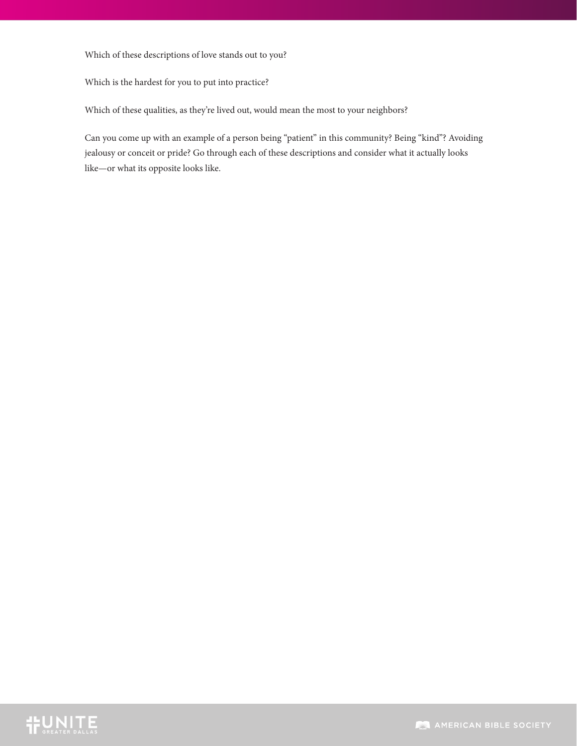Which of these descriptions of love stands out to you?

Which is the hardest for you to put into practice?

Which of these qualities, as they're lived out, would mean the most to your neighbors?

Can you come up with an example of a person being "patient" in this community? Being "kind"? Avoiding jealousy or conceit or pride? Go through each of these descriptions and consider what it actually looks like—or what its opposite looks like.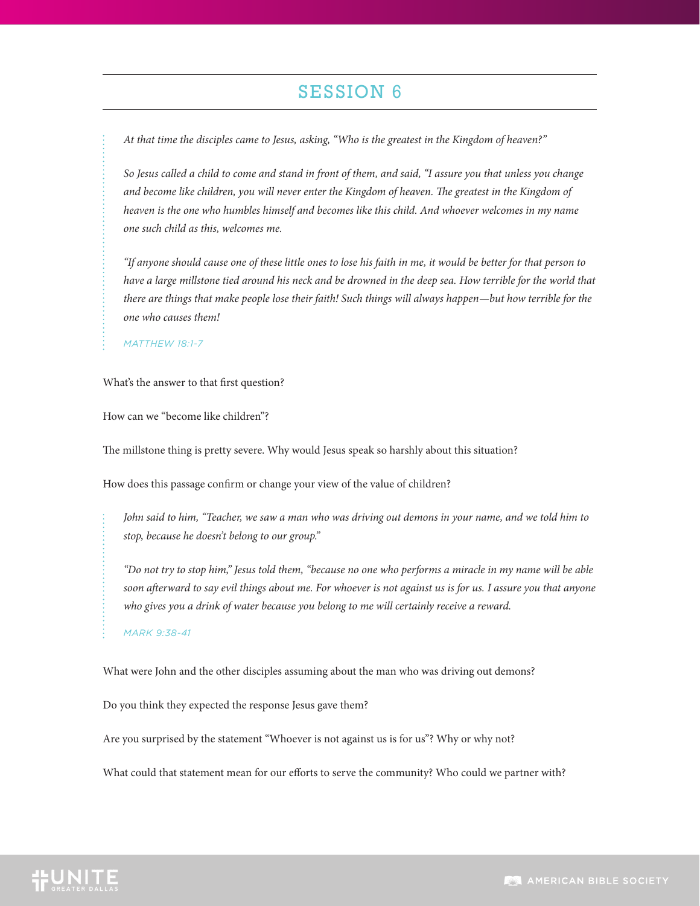## SESSION 6

*At that time the disciples came to Jesus, asking, "Who is the greatest in the Kingdom of heaven?"*

*So Jesus called a child to come and stand in front of them, and said, "I assure you that unless you change and become like children, you will never enter the Kingdom of heaven. The greatest in the Kingdom of heaven is the one who humbles himself and becomes like this child. And whoever welcomes in my name one such child as this, welcomes me.*

*"If anyone should cause one of these little ones to lose his faith in me, it would be better for that person to have a large millstone tied around his neck and be drowned in the deep sea. How terrible for the world that there are things that make people lose their faith! Such things will always happen—but how terrible for the one who causes them!*

MATTHEW 18:1-7

What's the answer to that first question?

How can we "become like children"?

The millstone thing is pretty severe. Why would Jesus speak so harshly about this situation?

How does this passage confirm or change your view of the value of children?

*John said to him, "Teacher, we saw a man who was driving out demons in your name, and we told him to stop, because he doesn't belong to our group."*

*"Do not try to stop him," Jesus told them, "because no one who performs a miracle in my name will be able soon afterward to say evil things about me. For whoever is not against us is for us. I assure you that anyone who gives you a drink of water because you belong to me will certainly receive a reward.*

MARK 9:38-41

What were John and the other disciples assuming about the man who was driving out demons?

Do you think they expected the response Jesus gave them?

Are you surprised by the statement "Whoever is not against us is for us"? Why or why not?

What could that statement mean for our efforts to serve the community? Who could we partner with?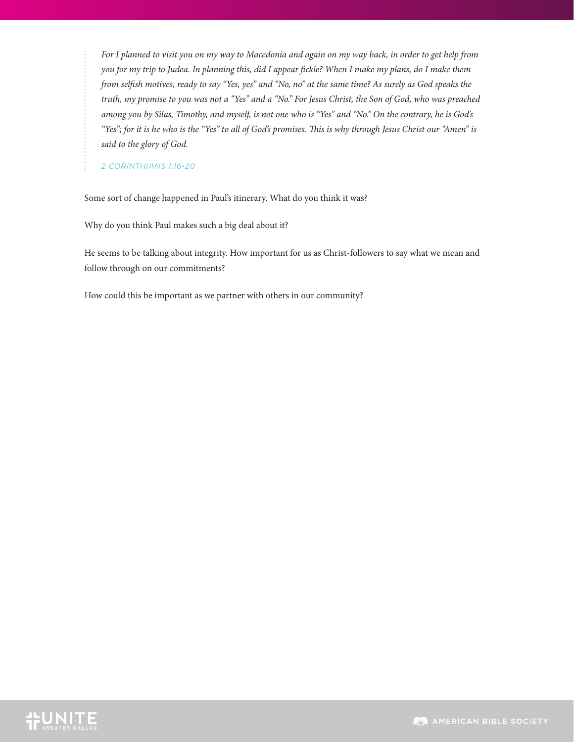*For I planned to visit you on my way to Macedonia and again on my way back, in order to get help from you for my trip to Judea. In planning this, did I appear fickle? When I make my plans, do I make them from selfish motives, ready to say "Yes, yes" and "No, no" at the same time? As surely as God speaks the truth, my promise to you was not a "Yes" and a "No." For Jesus Christ, the Son of God, who was preached among you by Silas, Timothy, and myself, is not one who is "Yes" and "No." On the contrary, he is God's "Yes"; for it is he who is the "Yes" to all of God's promises. This is why through Jesus Christ our "Amen" is said to the glory of God.*

*2 CORINTHIANS 1:16-20*

Some sort of change happened in Paul's itinerary. What do you think it was?

Why do you think Paul makes such a big deal about it?

He seems to be talking about integrity. How important for us as Christ-followers to say what we mean and follow through on our commitments?

How could this be important as we partner with others in our community?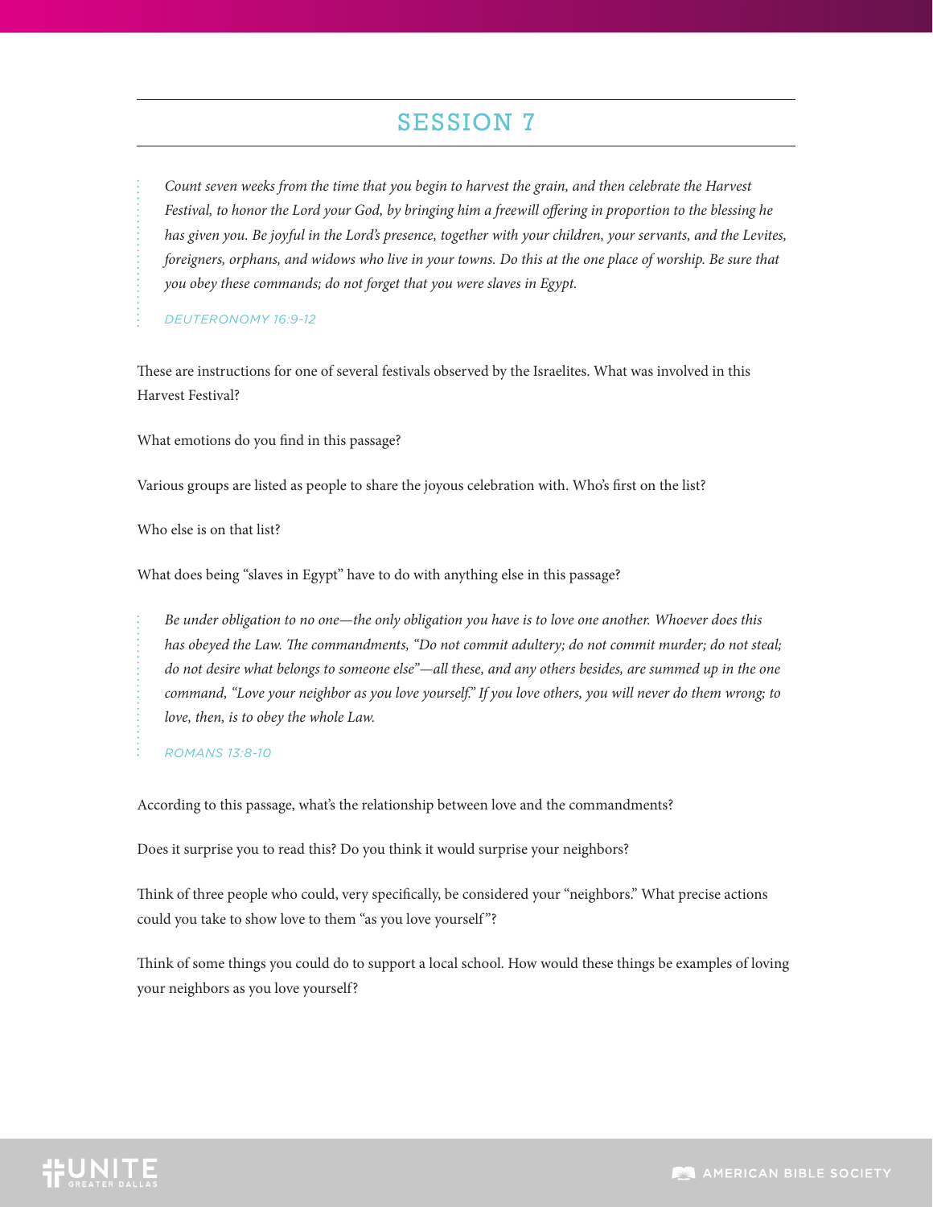# SESSION 7

> *Count seven weeks from the time that you begin to harvest the grain, and then celebrate the Harvest Festival, to honor the Lord your God, by bringing him a freewill offering in proportion to the blessing he has given you. Be joyful in the Lord's presence, together with your children, your servants, and the Levites, foreigners, orphans, and widows who live in your towns. Do this at the one place of worship. Be sure that you obey these commands; do not forget that you were slaves in Egypt.*
>
> *DEUTERONOMY 16:9-12*

These are instructions for one of several festivals observed by the Israelites. What was involved in this Harvest Festival?

What emotions do you find in this passage?

Various groups are listed as people to share the joyous celebration with. Who's first on the list?

Who else is on that list?

What does being "slaves in Egypt" have to do with anything else in this passage?

> *Be under obligation to no one—the only obligation you have is to love one another. Whoever does this has obeyed the Law. The commandments, "Do not commit adultery; do not commit murder; do not steal; do not desire what belongs to someone else"—all these, and any others besides, are summed up in the one command, "Love your neighbor as you love yourself." If you love others, you will never do them wrong; to love, then, is to obey the whole Law.*
>
> *ROMANS 13:8-10*

According to this passage, what's the relationship between love and the commandments?

Does it surprise you to read this? Do you think it would surprise your neighbors?

Think of three people who could, very specifically, be considered your "neighbors." What precise actions could you take to show love to them "as you love yourself"?

Think of some things you could do to support a local school. How would these things be examples of loving your neighbors as you love yourself?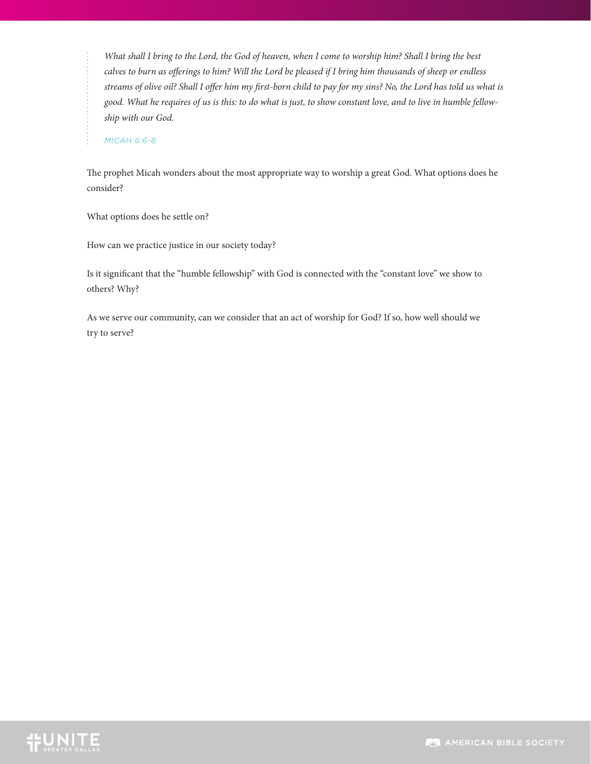> *What shall I bring to the Lord, the God of heaven, when I come to worship him? Shall I bring the best calves to burn as offerings to him? Will the Lord be pleased if I bring him thousands of sheep or endless streams of olive oil? Shall I offer him my first-born child to pay for my sins? No, the Lord has told us what is good. What he requires of us is this: to do what is just, to show constant love, and to live in humble fellowship with our God.*
>
> MICAH 6:6-8

The prophet Micah wonders about the most appropriate way to worship a great God. What options does he consider?

What options does he settle on?

How can we practice justice in our society today?

Is it significant that the "humble fellowship" with God is connected with the "constant love" we show to others? Why?

As we serve our community, can we consider that an act of worship for God? If so, how well should we try to serve?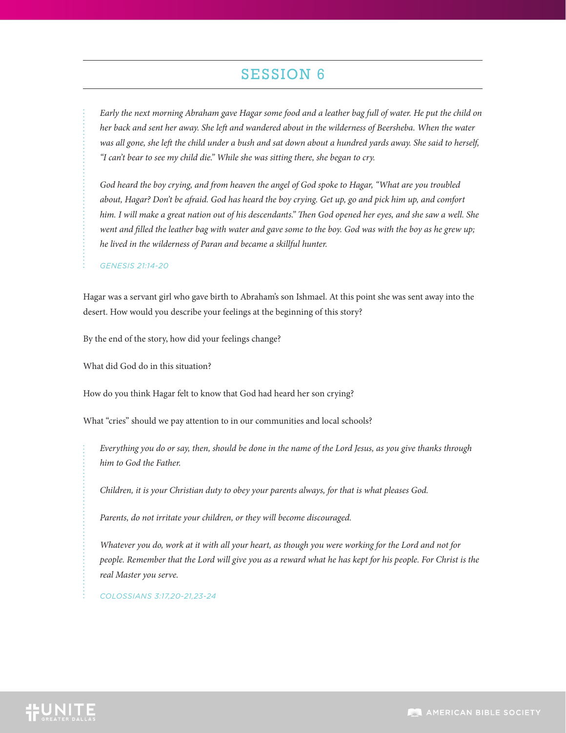## SESSION 6

*Early the next morning Abraham gave Hagar some food and a leather bag full of water. He put the child on her back and sent her away. She left and wandered about in the wilderness of Beersheba. When the water was all gone, she left the child under a bush and sat down about a hundred yards away. She said to herself, "I can't bear to see my child die." While she was sitting there, she began to cry.*

*God heard the boy crying, and from heaven the angel of God spoke to Hagar, "What are you troubled about, Hagar? Don't be afraid. God has heard the boy crying. Get up, go and pick him up, and comfort him. I will make a great nation out of his descendants." Then God opened her eyes, and she saw a well. She went and filled the leather bag with water and gave some to the boy. God was with the boy as he grew up; he lived in the wilderness of Paran and became a skillful hunter.*

GENESIS 21:14-20

Hagar was a servant girl who gave birth to Abraham's son Ishmael. At this point she was sent away into the desert. How would you describe your feelings at the beginning of this story?

By the end of the story, how did your feelings change?

What did God do in this situation?

How do you think Hagar felt to know that God had heard her son crying?

What "cries" should we pay attention to in our communities and local schools?

*Everything you do or say, then, should be done in the name of the Lord Jesus, as you give thanks through him to God the Father.*

*Children, it is your Christian duty to obey your parents always, for that is what pleases God.*

*Parents, do not irritate your children, or they will become discouraged.*

*Whatever you do, work at it with all your heart, as though you were working for the Lord and not for people. Remember that the Lord will give you as a reward what he has kept for his people. For Christ is the real Master you serve.*

COLOSSIANS 3:17,20-21,23-24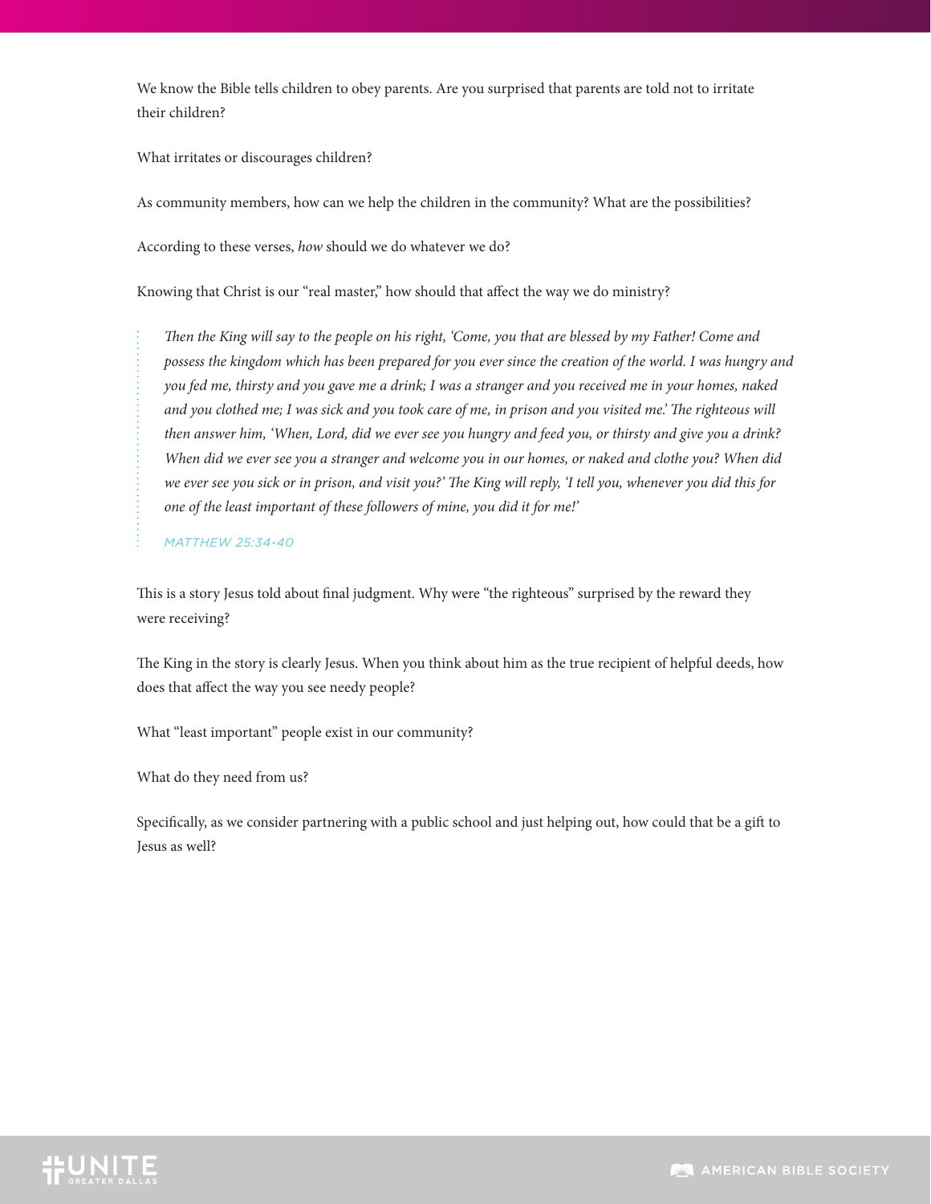We know the Bible tells children to obey parents. Are you surprised that parents are told not to irritate their children?

What irritates or discourages children?

As community members, how can we help the children in the community? What are the possibilities?

According to these verses, *how* should we do whatever we do?

Knowing that Christ is our "real master," how should that affect the way we do ministry?

> *Then the King will say to the people on his right, 'Come, you that are blessed by my Father! Come and possess the kingdom which has been prepared for you ever since the creation of the world. I was hungry and you fed me, thirsty and you gave me a drink; I was a stranger and you received me in your homes, naked and you clothed me; I was sick and you took care of me, in prison and you visited me.' The righteous will then answer him, 'When, Lord, did we ever see you hungry and feed you, or thirsty and give you a drink? When did we ever see you a stranger and welcome you in our homes, or naked and clothe you? When did we ever see you sick or in prison, and visit you?' The King will reply, 'I tell you, whenever you did this for one of the least important of these followers of mine, you did it for me!'*
>
> MATTHEW 25:34-40

This is a story Jesus told about final judgment. Why were "the righteous" surprised by the reward they were receiving?

The King in the story is clearly Jesus. When you think about him as the true recipient of helpful deeds, how does that affect the way you see needy people?

What "least important" people exist in our community?

What do they need from us?

Specifically, as we consider partnering with a public school and just helping out, how could that be a gift to Jesus as well?